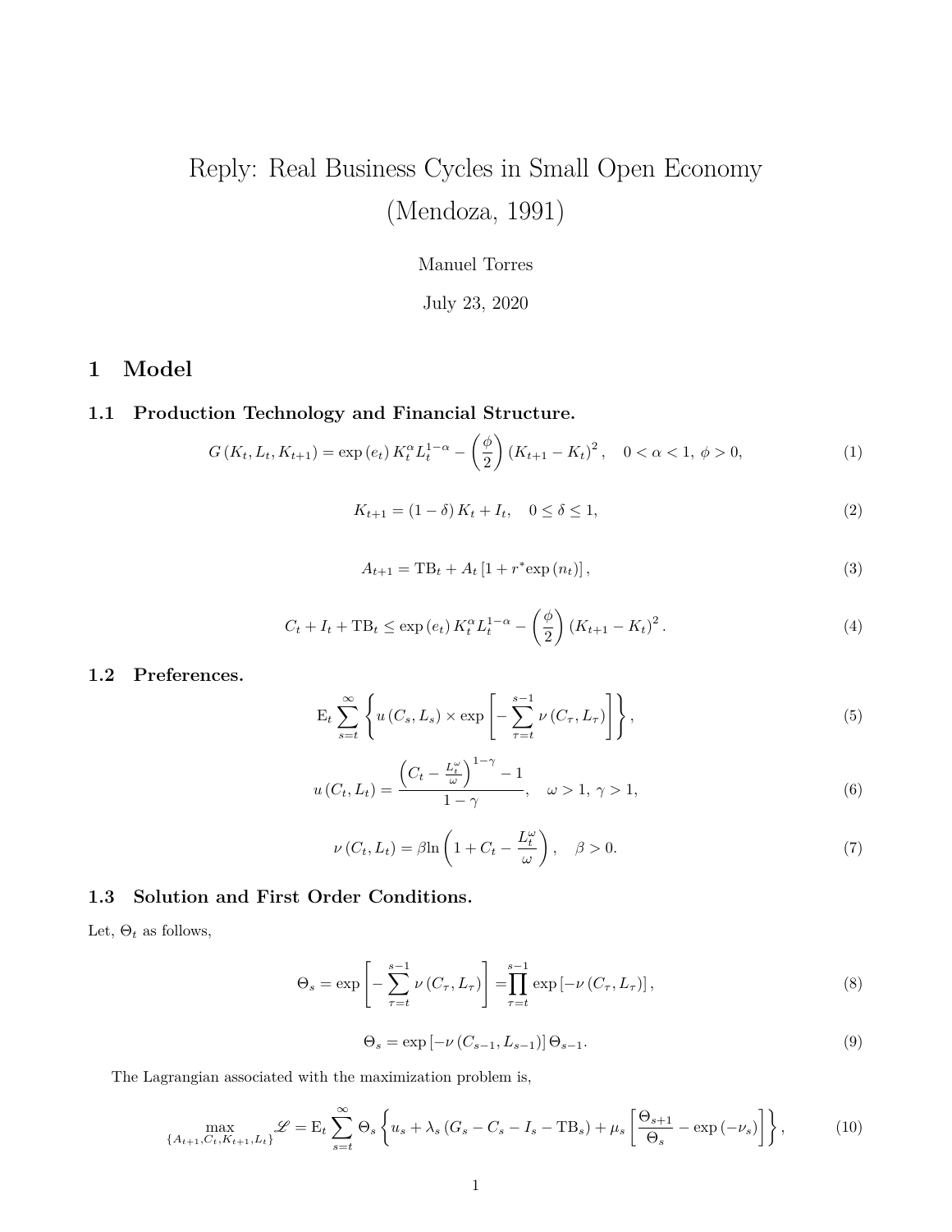# Reply: Real Business Cycles in Small Open Economy (Mendoza, 1991)

Manuel Torres

July 23, 2020

## 1 Model

### 1.1 Production Technology and Financial Structure.

$$G\left(K_t, L_t, K_{t+1}\right) = \exp\left(e_t\right) K_t^{\alpha} L_t^{1-\alpha} - \left(\frac{\phi}{2}\right)\left(K_{t+1} - K_t\right)^2, \quad 0 < \alpha < 1,\ \phi > 0, \tag{1}$$

$$K_{t+1} = \left(1 - \delta\right) K_t + I_t, \quad 0 \leq \delta \leq 1, \tag{2}$$

$$A_{t+1} = \text{TB}_t + A_t\left[1 + r^{*}\exp\left(n_t\right)\right], \tag{3}$$

$$C_t + I_t + \text{TB}_t \leq \exp\left(e_t\right) K_t^{\alpha} L_t^{1-\alpha} - \left(\frac{\phi}{2}\right)\left(K_{t+1} - K_t\right)^2. \tag{4}$$

### 1.2 Preferences.

$$\text{E}_t \sum_{s=t}^{\infty}\left\{u\left(C_s, L_s\right) \times \exp\left[-\sum_{\tau=t}^{s-1}\nu\left(C_{\tau}, L_{\tau}\right)\right]\right\}, \tag{5}$$

$$u\left(C_t, L_t\right) = \frac{\left(C_t - \frac{L_t^{\omega}}{\omega}\right)^{1-\gamma} - 1}{1-\gamma}, \quad \omega > 1,\ \gamma > 1, \tag{6}$$

$$\nu\left(C_t, L_t\right) = \beta \ln\left(1 + C_t - \frac{L_t^{\omega}}{\omega}\right), \quad \beta > 0. \tag{7}$$

### 1.3 Solution and First Order Conditions.

Let, $\Theta_t$ as follows,

$$\Theta_s = \exp\left[-\sum_{\tau=t}^{s-1}\nu\left(C_{\tau}, L_{\tau}\right)\right] = \prod_{\tau=t}^{s-1}\exp\left[-\nu\left(C_{\tau}, L_{\tau}\right)\right], \tag{8}$$

$$\Theta_s = \exp\left[-\nu\left(C_{s-1}, L_{s-1}\right)\right]\Theta_{s-1}. \tag{9}$$

The Lagrangian associated with the maximization problem is,

$$\max_{\{A_{t+1}, C_t, K_{t+1}, L_t\}} \mathscr{L} = \text{E}_t \sum_{s=t}^{\infty}\Theta_s\left\{u_s + \lambda_s\left(G_s - C_s - I_s - \text{TB}_s\right) + \mu_s\left[\frac{\Theta_{s+1}}{\Theta_s} - \exp\left(-\nu_s\right)\right]\right\}, \tag{10}$$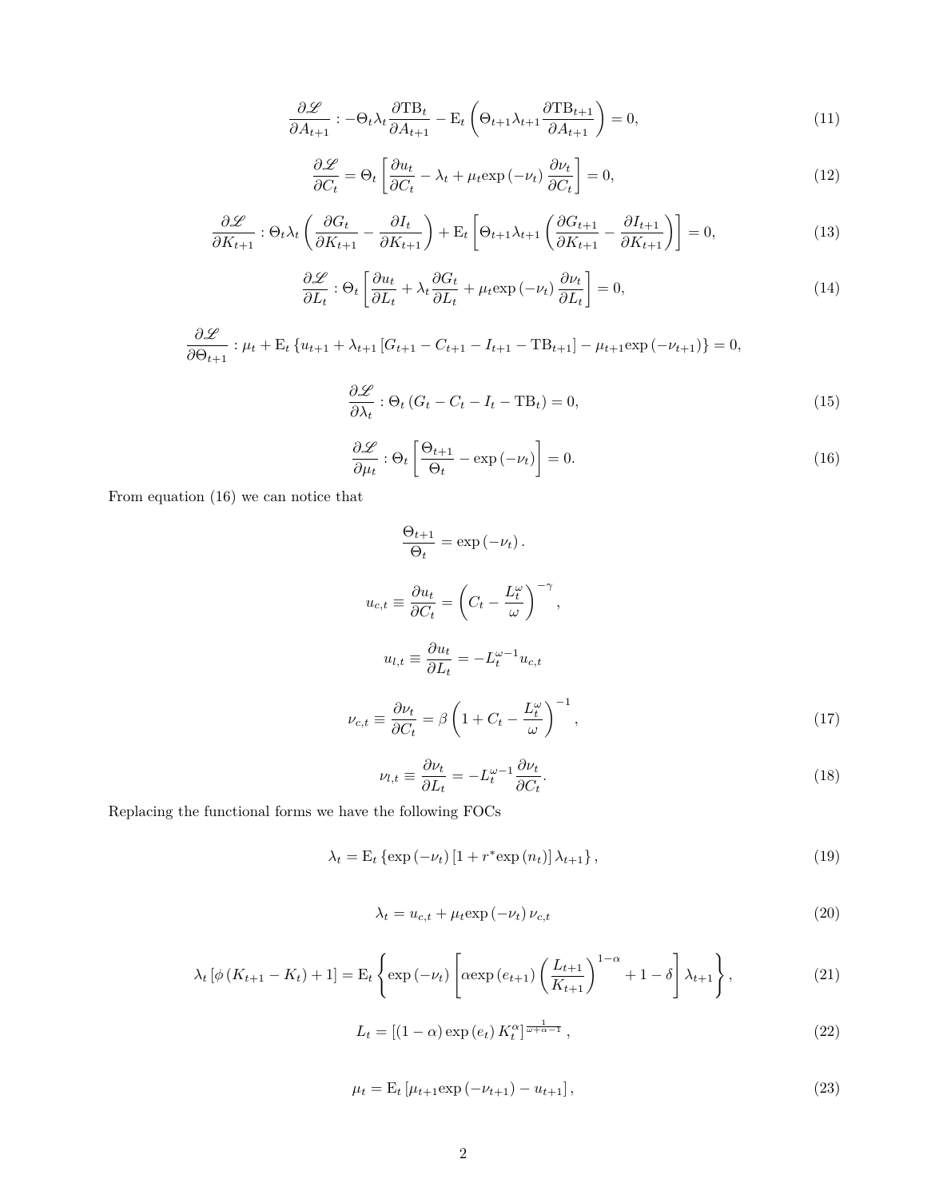$$\frac{\partial \mathscr{L}}{\partial A_{t+1}} : -\Theta_t \lambda_t \frac{\partial \text{TB}_t}{\partial A_{t+1}} - \text{E}_t \left( \Theta_{t+1} \lambda_{t+1} \frac{\partial \text{TB}_{t+1}}{\partial A_{t+1}} \right) = 0, \tag{11}$$

$$\frac{\partial \mathscr{L}}{\partial C_t} = \Theta_t \left[ \frac{\partial u_t}{\partial C_t} - \lambda_t + \mu_t \exp\left(-\nu_t\right) \frac{\partial \nu_t}{\partial C_t} \right] = 0, \tag{12}$$

$$\frac{\partial \mathscr{L}}{\partial K_{t+1}} : \Theta_t \lambda_t \left( \frac{\partial G_t}{\partial K_{t+1}} - \frac{\partial I_t}{\partial K_{t+1}} \right) + \text{E}_t \left[ \Theta_{t+1} \lambda_{t+1} \left( \frac{\partial G_{t+1}}{\partial K_{t+1}} - \frac{\partial I_{t+1}}{\partial K_{t+1}} \right) \right] = 0, \tag{13}$$

$$\frac{\partial \mathscr{L}}{\partial L_t} : \Theta_t \left[ \frac{\partial u_t}{\partial L_t} + \lambda_t \frac{\partial G_t}{\partial L_t} + \mu_t \exp\left(-\nu_t\right) \frac{\partial \nu_t}{\partial L_t} \right] = 0, \tag{14}$$

$$\frac{\partial \mathscr{L}}{\partial \Theta_{t+1}} : \mu_t + \text{E}_t \left\{ u_{t+1} + \lambda_{t+1} \left[ G_{t+1} - C_{t+1} - I_{t+1} - \text{TB}_{t+1} \right] - \mu_{t+1} \exp\left(-\nu_{t+1}\right) \right\} = 0,$$

$$\frac{\partial \mathscr{L}}{\partial \lambda_t} : \Theta_t \left( G_t - C_t - I_t - \text{TB}_t \right) = 0, \tag{15}$$

$$\frac{\partial \mathscr{L}}{\partial \mu_t} : \Theta_t \left[ \frac{\Theta_{t+1}}{\Theta_t} - \exp\left(-\nu_t\right) \right] = 0. \tag{16}$$

From equation (16) we can notice that

$$\frac{\Theta_{t+1}}{\Theta_t} = \exp\left(-\nu_t\right).$$

$$u_{c,t} \equiv \frac{\partial u_t}{\partial C_t} = \left( C_t - \frac{L_t^{\omega}}{\omega} \right)^{-\gamma},$$

$$u_{l,t} \equiv \frac{\partial u_t}{\partial L_t} = -L_t^{\omega-1} u_{c,t}$$

$$\nu_{c,t} \equiv \frac{\partial \nu_t}{\partial C_t} = \beta \left( 1 + C_t - \frac{L_t^{\omega}}{\omega} \right)^{-1}, \tag{17}$$

$$\nu_{l,t} \equiv \frac{\partial \nu_t}{\partial L_t} = -L_t^{\omega-1} \frac{\partial \nu_t}{\partial C_t}. \tag{18}$$

Replacing the functional forms we have the following FOCs

$$\lambda_t = \text{E}_t \left\{ \exp\left(-\nu_t\right) \left[ 1 + r^* \exp\left(n_t\right) \right] \lambda_{t+1} \right\}, \tag{19}$$

$$\lambda_t = u_{c,t} + \mu_t \exp\left(-\nu_t\right) \nu_{c,t} \tag{20}$$

$$\lambda_t \left[ \phi \left( K_{t+1} - K_t \right) + 1 \right] = \text{E}_t \left\{ \exp\left(-\nu_t\right) \left[ \alpha \exp\left(e_{t+1}\right) \left( \frac{L_{t+1}}{K_{t+1}} \right)^{1-\alpha} + 1 - \delta \right] \lambda_{t+1} \right\}, \tag{21}$$

$$L_t = \left[ (1-\alpha) \exp\left(e_t\right) K_t^{\alpha} \right]^{\frac{1}{\omega+\alpha-1}}, \tag{22}$$

$$\mu_t = \text{E}_t \left[ \mu_{t+1} \exp\left(-\nu_{t+1}\right) - u_{t+1} \right], \tag{23}$$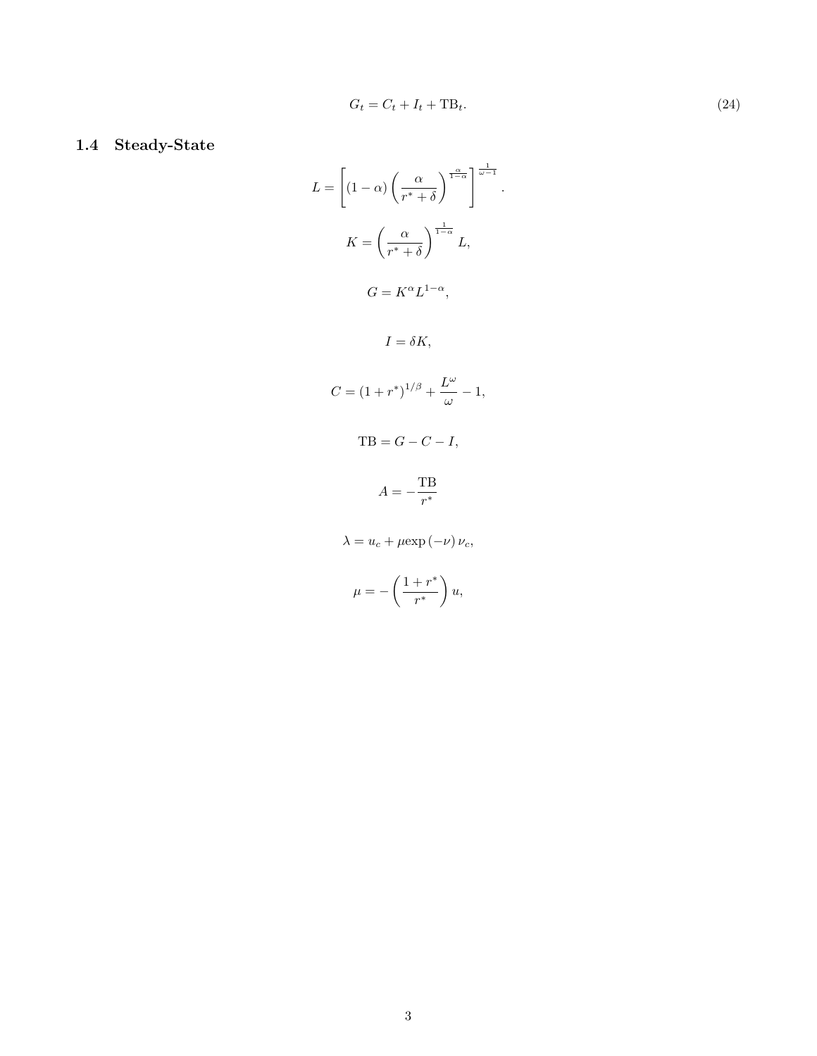$$G_t = C_t + I_t + \text{TB}_t. \tag{24}$$

### 1.4 Steady-State

$$L = \left[ (1-\alpha) \left( \frac{\alpha}{r^* + \delta} \right)^{\frac{\alpha}{1-\alpha}} \right]^{\frac{1}{\omega - 1}}.$$

$$K = \left( \frac{\alpha}{r^* + \delta} \right)^{\frac{1}{1-\alpha}} L,$$

$$G = K^{\alpha} L^{1-\alpha},$$

$$I = \delta K,$$

$$C = (1 + r^*)^{1/\beta} + \frac{L^{\omega}}{\omega} - 1,$$

$$\text{TB} = G - C - I,$$

$$A = -\frac{\text{TB}}{r^*}$$

$$\lambda = u_c + \mu \exp(-\nu) \nu_c,$$

$$\mu = -\left( \frac{1 + r^*}{r^*} \right) u,$$